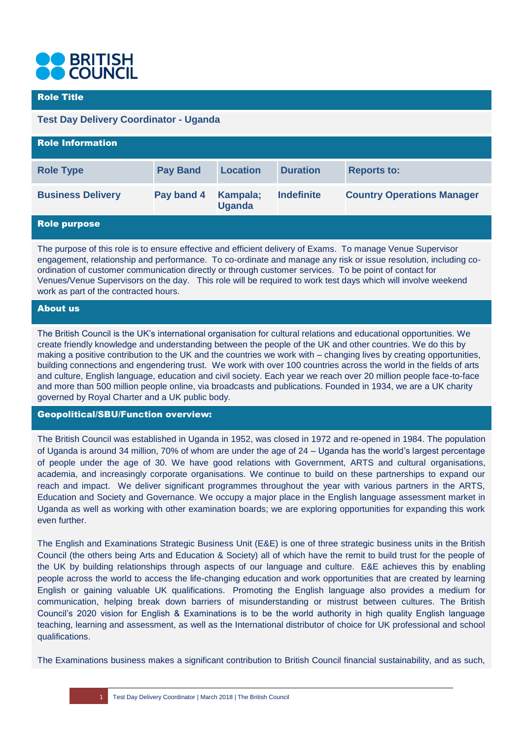BRITISH COUNCIL

## Role Title

**Test Day Delivery Coordinator - Uganda**

## Role Information

| Role Type | Pay Band | Location | Duration | Reports to: |
|---|---|---|---|---|
| **Business Delivery** | **Pay band 4** | **Kampala; Uganda** | **Indefinite** | **Country Operations Manager** |

## Role purpose

The purpose of this role is to ensure effective and efficient delivery of Exams. To manage Venue Supervisor engagement, relationship and performance. To co-ordinate and manage any risk or issue resolution, including co-ordination of customer communication directly or through customer services. To be point of contact for Venues/Venue Supervisors on the day. This role will be required to work test days which will involve weekend work as part of the contracted hours.

## About us

The British Council is the UK's international organisation for cultural relations and educational opportunities. We create friendly knowledge and understanding between the people of the UK and other countries. We do this by making a positive contribution to the UK and the countries we work with – changing lives by creating opportunities, building connections and engendering trust. We work with over 100 countries across the world in the fields of arts and culture, English language, education and civil society. Each year we reach over 20 million people face-to-face and more than 500 million people online, via broadcasts and publications. Founded in 1934, we are a UK charity governed by Royal Charter and a UK public body.

## Geopolitical/SBU/Function overview:

The British Council was established in Uganda in 1952, was closed in 1972 and re-opened in 1984. The population of Uganda is around 34 million, 70% of whom are under the age of 24 – Uganda has the world's largest percentage of people under the age of 30. We have good relations with Government, ARTS and cultural organisations, academia, and increasingly corporate organisations. We continue to build on these partnerships to expand our reach and impact. We deliver significant programmes throughout the year with various partners in the ARTS, Education and Society and Governance. We occupy a major place in the English language assessment market in Uganda as well as working with other examination boards; we are exploring opportunities for expanding this work even further.

The English and Examinations Strategic Business Unit (E&E) is one of three strategic business units in the British Council (the others being Arts and Education & Society) all of which have the remit to build trust for the people of the UK by building relationships through aspects of our language and culture. E&E achieves this by enabling people across the world to access the life-changing education and work opportunities that are created by learning English or gaining valuable UK qualifications. Promoting the English language also provides a medium for communication, helping break down barriers of misunderstanding or mistrust between cultures. The British Council's 2020 vision for English & Examinations is to be the world authority in high quality English language teaching, learning and assessment, as well as the International distributor of choice for UK professional and school qualifications.

The Examinations business makes a significant contribution to British Council financial sustainability, and as such,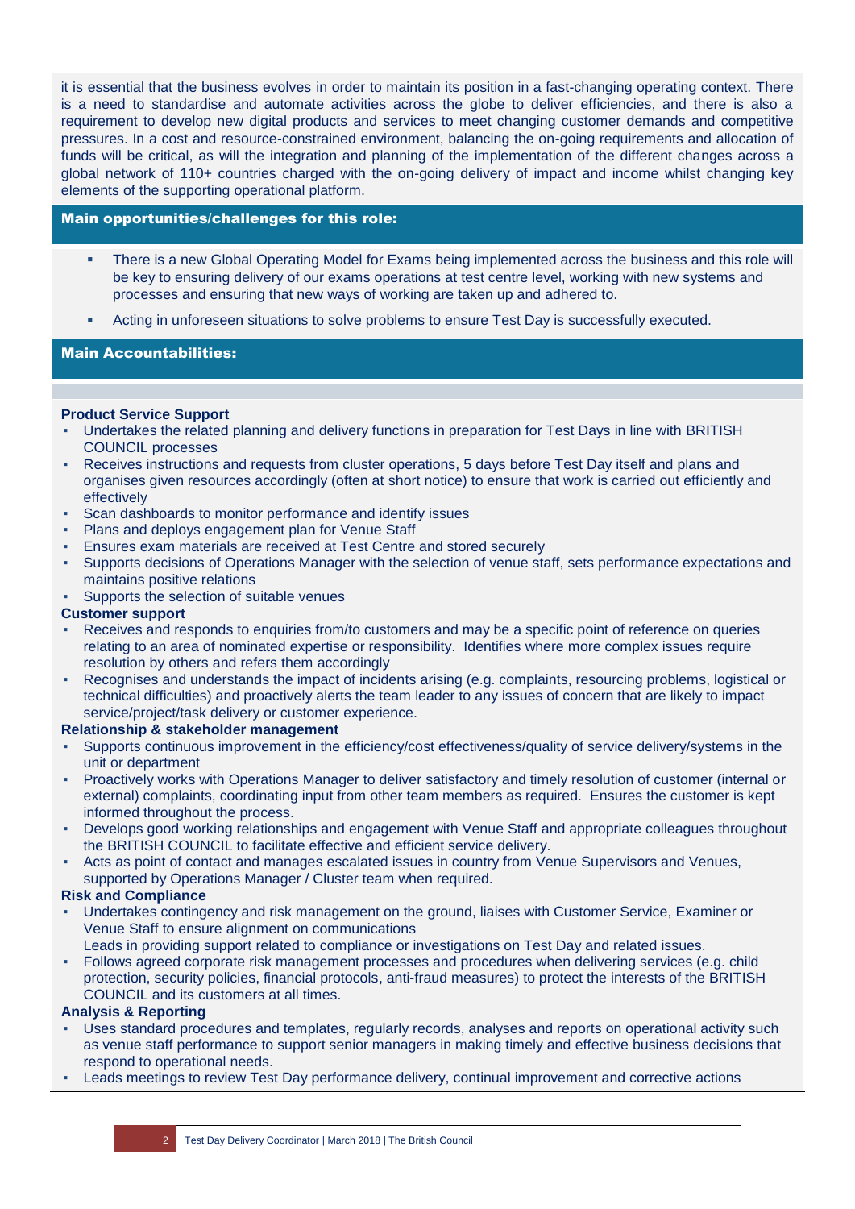it is essential that the business evolves in order to maintain its position in a fast-changing operating context. There is a need to standardise and automate activities across the globe to deliver efficiencies, and there is also a requirement to develop new digital products and services to meet changing customer demands and competitive pressures. In a cost and resource-constrained environment, balancing the on-going requirements and allocation of funds will be critical, as will the integration and planning of the implementation of the different changes across a global network of 110+ countries charged with the on-going delivery of impact and income whilst changing key elements of the supporting operational platform.

## Main opportunities/challenges for this role:

- There is a new Global Operating Model for Exams being implemented across the business and this role will be key to ensuring delivery of our exams operations at test centre level, working with new systems and processes and ensuring that new ways of working are taken up and adhered to.
- Acting in unforeseen situations to solve problems to ensure Test Day is successfully executed.

## Main Accountabilities:

**Product Service Support**

- Undertakes the related planning and delivery functions in preparation for Test Days in line with BRITISH COUNCIL processes
- Receives instructions and requests from cluster operations, 5 days before Test Day itself and plans and organises given resources accordingly (often at short notice) to ensure that work is carried out efficiently and effectively
- Scan dashboards to monitor performance and identify issues
- Plans and deploys engagement plan for Venue Staff
- Ensures exam materials are received at Test Centre and stored securely
- Supports decisions of Operations Manager with the selection of venue staff, sets performance expectations and maintains positive relations
- Supports the selection of suitable venues

**Customer support**

- Receives and responds to enquiries from/to customers and may be a specific point of reference on queries relating to an area of nominated expertise or responsibility. Identifies where more complex issues require resolution by others and refers them accordingly
- Recognises and understands the impact of incidents arising (e.g. complaints, resourcing problems, logistical or technical difficulties) and proactively alerts the team leader to any issues of concern that are likely to impact service/project/task delivery or customer experience.

**Relationship & stakeholder management**

- Supports continuous improvement in the efficiency/cost effectiveness/quality of service delivery/systems in the unit or department
- Proactively works with Operations Manager to deliver satisfactory and timely resolution of customer (internal or external) complaints, coordinating input from other team members as required. Ensures the customer is kept informed throughout the process.
- Develops good working relationships and engagement with Venue Staff and appropriate colleagues throughout the BRITISH COUNCIL to facilitate effective and efficient service delivery.
- Acts as point of contact and manages escalated issues in country from Venue Supervisors and Venues, supported by Operations Manager / Cluster team when required.

**Risk and Compliance**

- Undertakes contingency and risk management on the ground, liaises with Customer Service, Examiner or Venue Staff to ensure alignment on communications
  Leads in providing support related to compliance or investigations on Test Day and related issues.
- Follows agreed corporate risk management processes and procedures when delivering services (e.g. child protection, security policies, financial protocols, anti-fraud measures) to protect the interests of the BRITISH COUNCIL and its customers at all times.

**Analysis & Reporting**

- Uses standard procedures and templates, regularly records, analyses and reports on operational activity such as venue staff performance to support senior managers in making timely and effective business decisions that respond to operational needs.
- Leads meetings to review Test Day performance delivery, continual improvement and corrective actions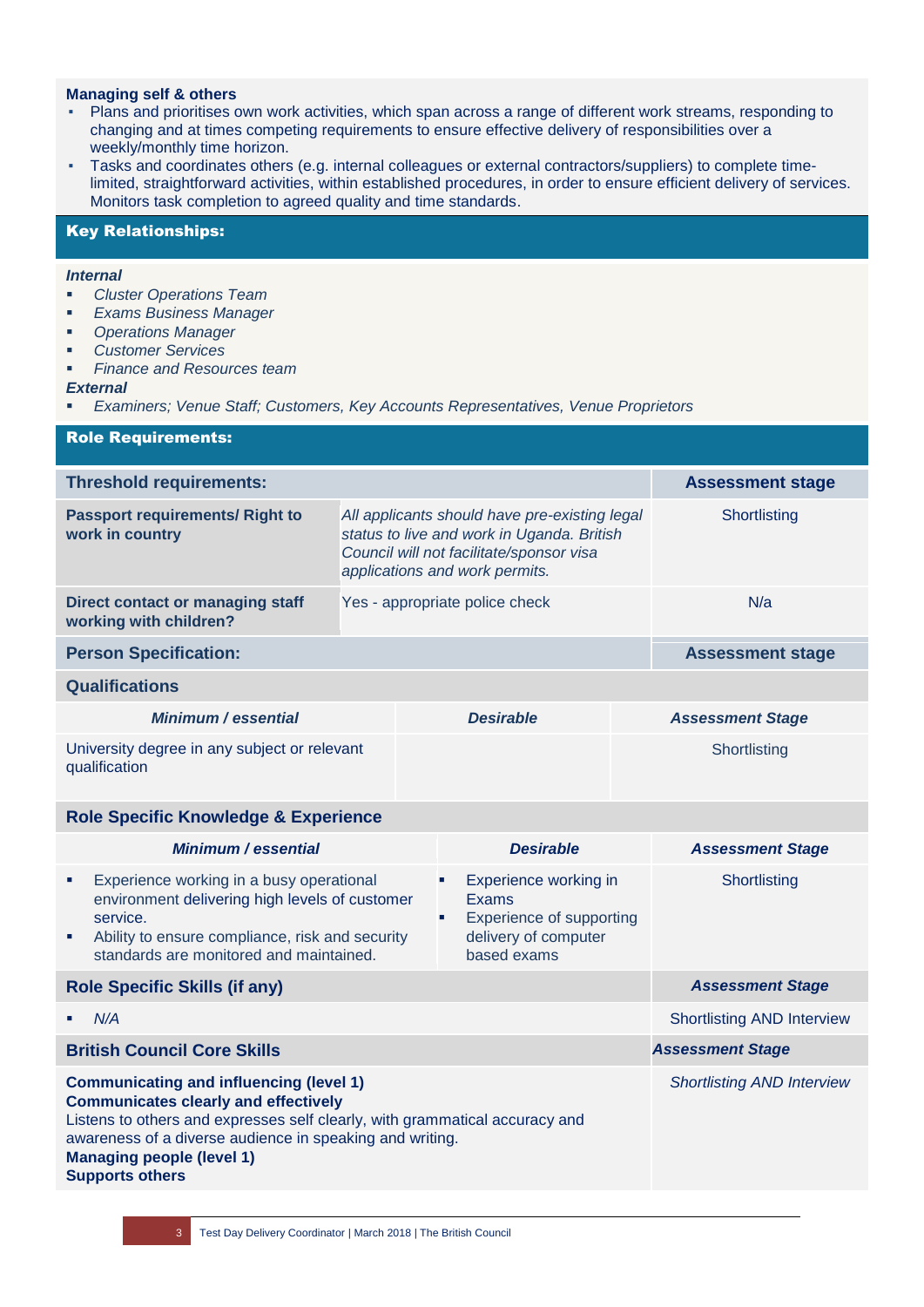**Managing self & others**

- Plans and prioritises own work activities, which span across a range of different work streams, responding to changing and at times competing requirements to ensure effective delivery of responsibilities over a weekly/monthly time horizon.
- Tasks and coordinates others (e.g. internal colleagues or external contractors/suppliers) to complete time-limited, straightforward activities, within established procedures, in order to ensure efficient delivery of services. Monitors task completion to agreed quality and time standards.

## Key Relationships:

***Internal***

- *Cluster Operations Team*
- *Exams Business Manager*
- *Operations Manager*
- *Customer Services*
- *Finance and Resources team*

***External***

- *Examiners; Venue Staff; Customers, Key Accounts Representatives, Venue Proprietors*

## Role Requirements:

| **Threshold requirements:** | | **Assessment stage** |
|---|---|---|
| **Passport requirements/ Right to work in country** | *All applicants should have pre-existing legal status to live and work in Uganda. British Council will not facilitate/sponsor visa applications and work permits.* | Shortlisting |
| **Direct contact or managing staff working with children?** | Yes - appropriate police check | N/a |

| **Person Specification:** | **Assessment stage** |
|---|---|

### Qualifications

| ***Minimum / essential*** | ***Desirable*** | ***Assessment Stage*** |
|---|---|---|
| University degree in any subject or relevant qualification | | Shortlisting |

### Role Specific Knowledge & Experience

| ***Minimum / essential*** | ***Desirable*** | ***Assessment Stage*** |
|---|---|---|
| - Experience working in a busy operational environment delivering high levels of customer service.<br>- Ability to ensure compliance, risk and security standards are monitored and maintained. | - Experience working in Exams<br>- Experience of supporting delivery of computer based exams | Shortlisting |

| **Role Specific Skills (if any)** | ***Assessment Stage*** |
|---|---|
| - *N/A* | Shortlisting AND Interview |

| **British Council Core Skills** | ***Assessment Stage*** |
|---|---|
| **Communicating and influencing (level 1)**<br>**Communicates clearly and effectively**<br>Listens to others and expresses self clearly, with grammatical accuracy and awareness of a diverse audience in speaking and writing.<br>**Managing people (level 1)**<br>**Supports others** | *Shortlisting AND Interview* |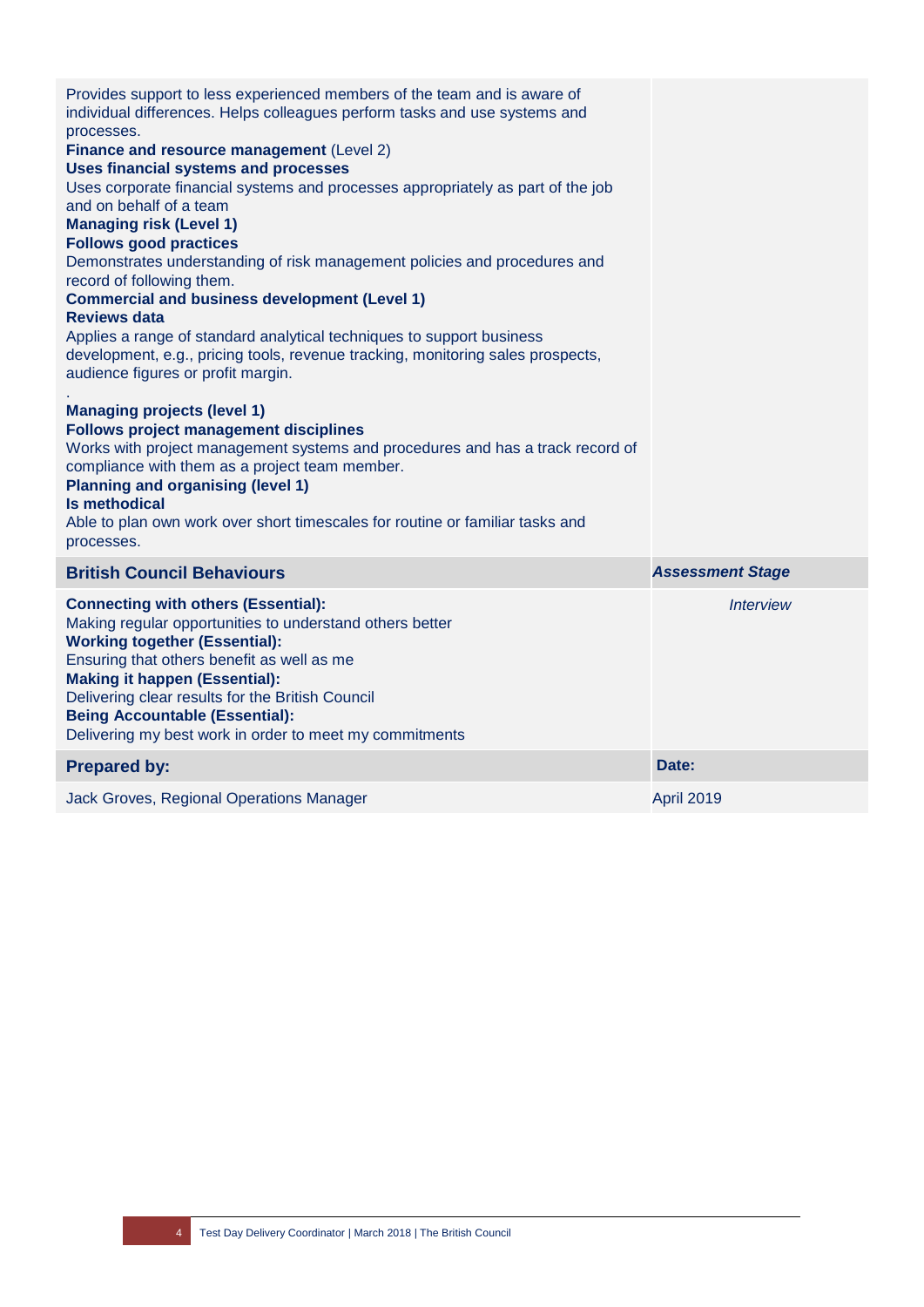| | |
|---|---|
| Provides support to less experienced members of the team and is aware of individual differences. Helps colleagues perform tasks and use systems and processes.<br>**Finance and resource management** (Level 2)<br>**Uses financial systems and processes**<br>Uses corporate financial systems and processes appropriately as part of the job and on behalf of a team<br>**Managing risk (Level 1)**<br>**Follows good practices**<br>Demonstrates understanding of risk management policies and procedures and record of following them.<br>**Commercial and business development (Level 1)**<br>**Reviews data**<br>Applies a range of standard analytical techniques to support business development, e.g., pricing tools, revenue tracking, monitoring sales prospects, audience figures or profit margin.<br>.<br>**Managing projects (level 1)**<br>**Follows project management disciplines**<br>Works with project management systems and procedures and has a track record of compliance with them as a project team member.<br>**Planning and organising (level 1)**<br>**Is methodical**<br>Able to plan own work over short timescales for routine or familiar tasks and processes. | |
| **British Council Behaviours** | ***Assessment Stage*** |
| **Connecting with others (Essential):**<br>Making regular opportunities to understand others better<br>**Working together (Essential):**<br>Ensuring that others benefit as well as me<br>**Making it happen (Essential):**<br>Delivering clear results for the British Council<br>**Being Accountable (Essential):**<br>Delivering my best work in order to meet my commitments | *Interview* |
| **Prepared by:** | **Date:** |
| Jack Groves, Regional Operations Manager | April 2019 |